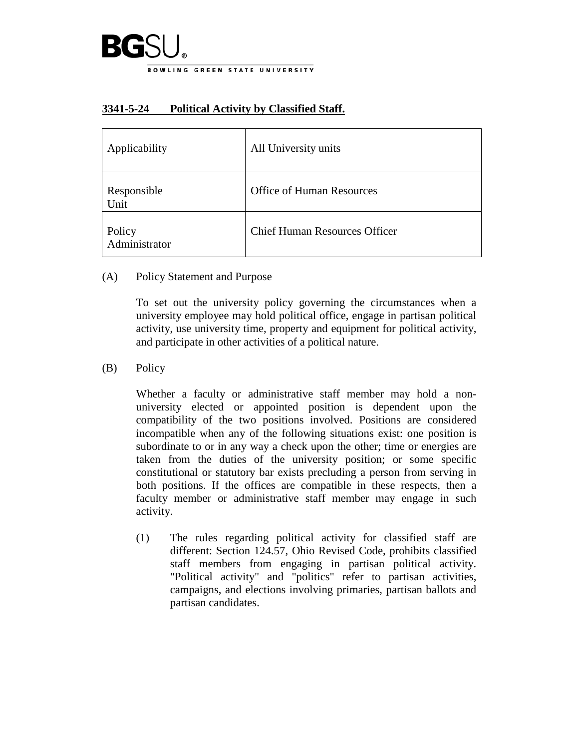BGSU®

BOWLING GREEN STATE UNIVERSITY

## 3341-5-24 Political Activity by Classified Staff.

| Applicability | All University units |
|---|---|
| Responsible Unit | Office of Human Resources |
| Policy Administrator | Chief Human Resources Officer |

(A) Policy Statement and Purpose

To set out the university policy governing the circumstances when a university employee may hold political office, engage in partisan political activity, use university time, property and equipment for political activity, and participate in other activities of a political nature.

(B) Policy

Whether a faculty or administrative staff member may hold a non-university elected or appointed position is dependent upon the compatibility of the two positions involved. Positions are considered incompatible when any of the following situations exist: one position is subordinate to or in any way a check upon the other; time or energies are taken from the duties of the university position; or some specific constitutional or statutory bar exists precluding a person from serving in both positions. If the offices are compatible in these respects, then a faculty member or administrative staff member may engage in such activity.

(1) The rules regarding political activity for classified staff are different: Section 124.57, Ohio Revised Code, prohibits classified staff members from engaging in partisan political activity. "Political activity" and "politics" refer to partisan activities, campaigns, and elections involving primaries, partisan ballots and partisan candidates.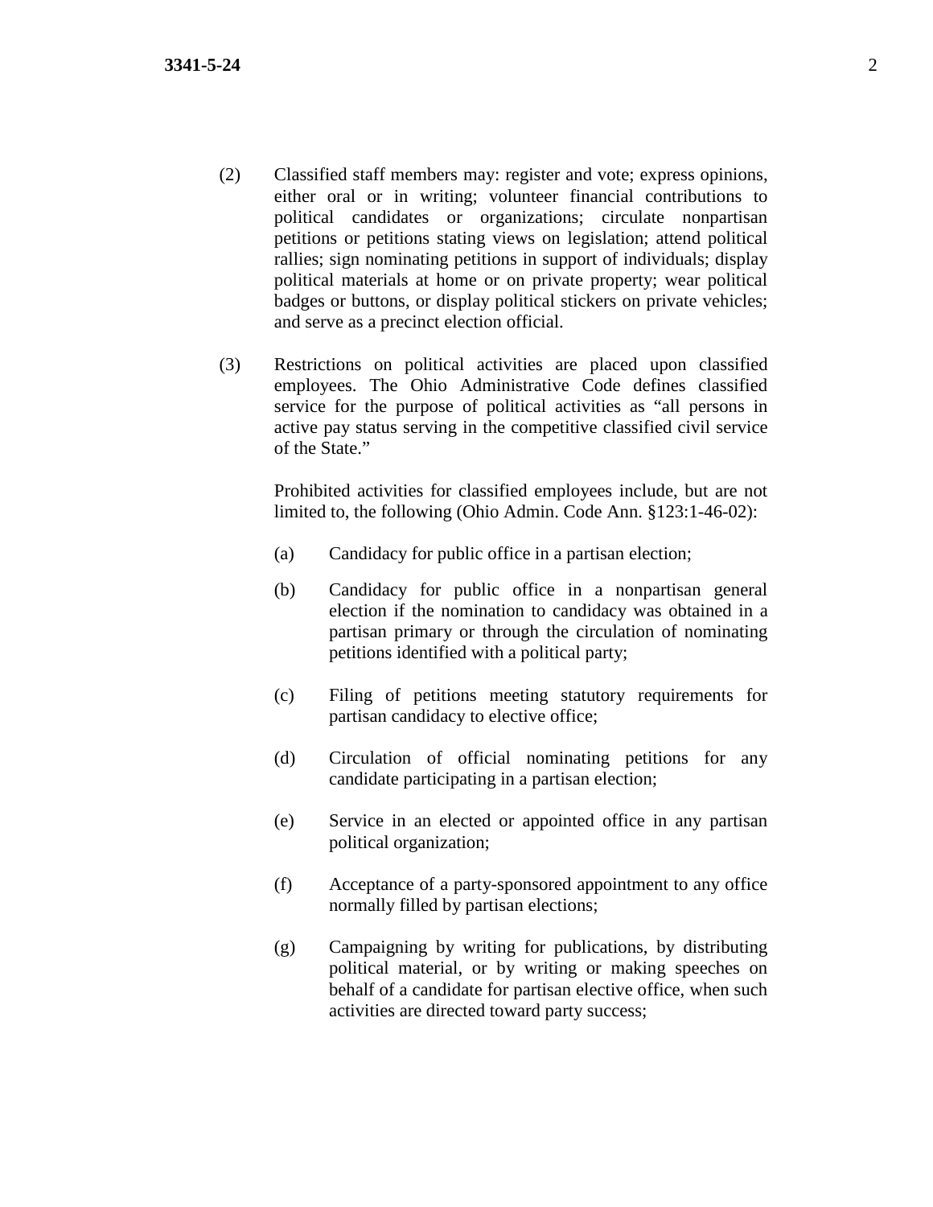(2) Classified staff members may: register and vote; express opinions, either oral or in writing; volunteer financial contributions to political candidates or organizations; circulate nonpartisan petitions or petitions stating views on legislation; attend political rallies; sign nominating petitions in support of individuals; display political materials at home or on private property; wear political badges or buttons, or display political stickers on private vehicles; and serve as a precinct election official.

(3) Restrictions on political activities are placed upon classified employees. The Ohio Administrative Code defines classified service for the purpose of political activities as "all persons in active pay status serving in the competitive classified civil service of the State."

Prohibited activities for classified employees include, but are not limited to, the following (Ohio Admin. Code Ann. §123:1-46-02):

(a) Candidacy for public office in a partisan election;

(b) Candidacy for public office in a nonpartisan general election if the nomination to candidacy was obtained in a partisan primary or through the circulation of nominating petitions identified with a political party;

(c) Filing of petitions meeting statutory requirements for partisan candidacy to elective office;

(d) Circulation of official nominating petitions for any candidate participating in a partisan election;

(e) Service in an elected or appointed office in any partisan political organization;

(f) Acceptance of a party-sponsored appointment to any office normally filled by partisan elections;

(g) Campaigning by writing for publications, by distributing political material, or by writing or making speeches on behalf of a candidate for partisan elective office, when such activities are directed toward party success;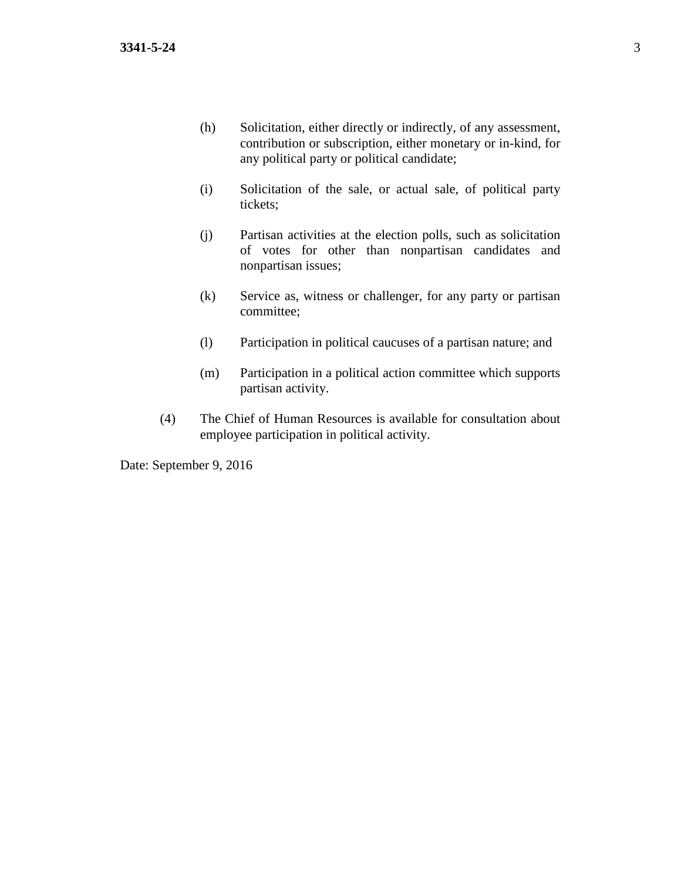(h) Solicitation, either directly or indirectly, of any assessment, contribution or subscription, either monetary or in-kind, for any political party or political candidate;

(i) Solicitation of the sale, or actual sale, of political party tickets;

(j) Partisan activities at the election polls, such as solicitation of votes for other than nonpartisan candidates and nonpartisan issues;

(k) Service as, witness or challenger, for any party or partisan committee;

(l) Participation in political caucuses of a partisan nature; and

(m) Participation in a political action committee which supports partisan activity.

(4) The Chief of Human Resources is available for consultation about employee participation in political activity.

Date: September 9, 2016